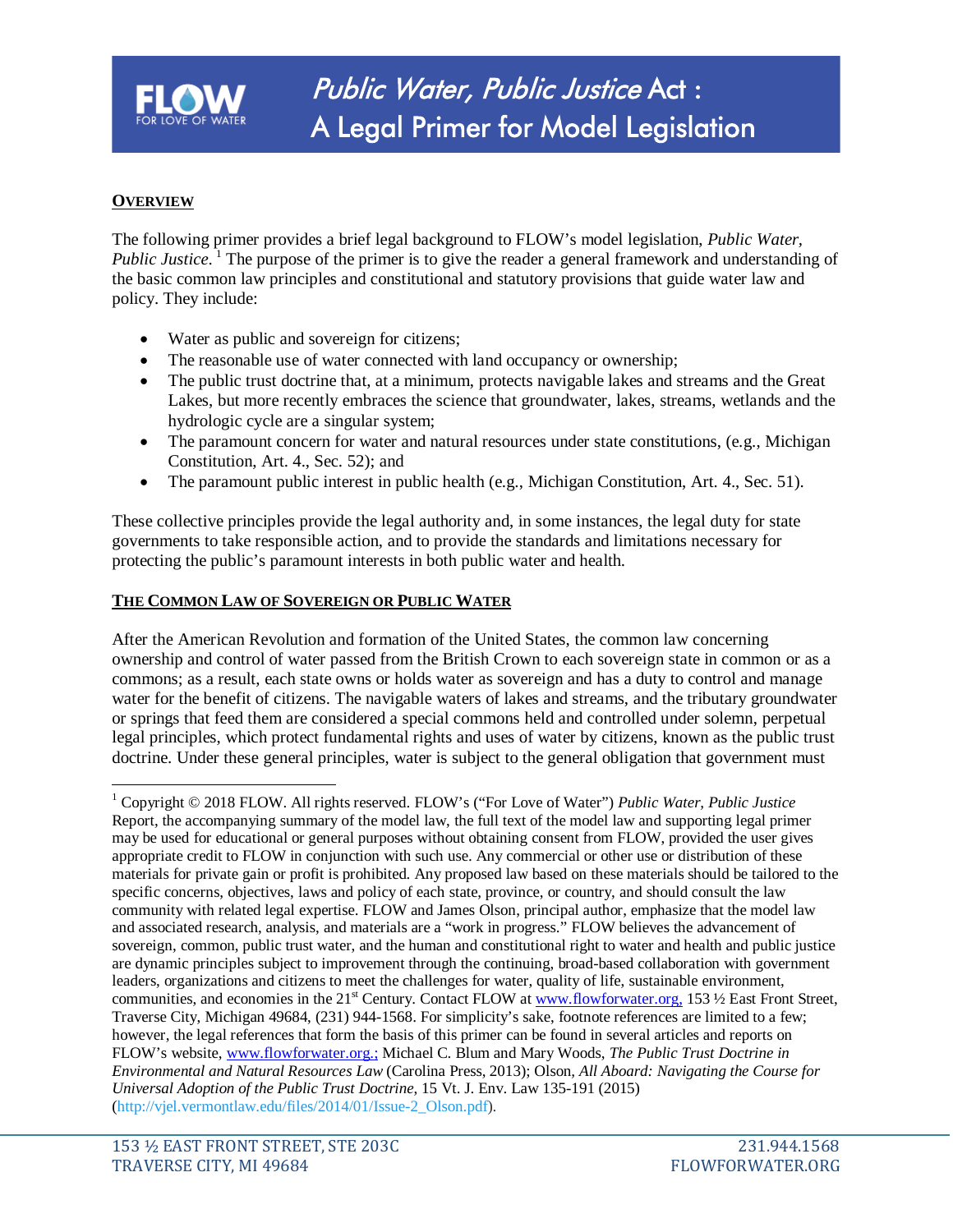# *Public Water, Public Justice* Act : A Legal Primer for Model Legislation

**OVERVIEW**

The following primer provides a brief legal background to FLOW's model legislation, *Public Water, Public Justice.* [1] The purpose of the primer is to give the reader a general framework and understanding of the basic common law principles and constitutional and statutory provisions that guide water law and policy. They include:

- Water as public and sovereign for citizens;
- The reasonable use of water connected with land occupancy or ownership;
- The public trust doctrine that, at a minimum, protects navigable lakes and streams and the Great Lakes, but more recently embraces the science that groundwater, lakes, streams, wetlands and the hydrologic cycle are a singular system;
- The paramount concern for water and natural resources under state constitutions, (e.g., Michigan Constitution, Art. 4., Sec. 52); and
- The paramount public interest in public health (e.g., Michigan Constitution, Art. 4., Sec. 51).

These collective principles provide the legal authority and, in some instances, the legal duty for state governments to take responsible action, and to provide the standards and limitations necessary for protecting the public's paramount interests in both public water and health.

**THE COMMON LAW OF SOVEREIGN OR PUBLIC WATER**

After the American Revolution and formation of the United States, the common law concerning ownership and control of water passed from the British Crown to each sovereign state in common or as a commons; as a result, each state owns or holds water as sovereign and has a duty to control and manage water for the benefit of citizens. The navigable waters of lakes and streams, and the tributary groundwater or springs that feed them are considered a special commons held and controlled under solemn, perpetual legal principles, which protect fundamental rights and uses of water by citizens, known as the public trust doctrine. Under these general principles, water is subject to the general obligation that government must

---

[1] Copyright © 2018 FLOW. All rights reserved. FLOW's ("For Love of Water") *Public Water, Public Justice* Report, the accompanying summary of the model law, the full text of the model law and supporting legal primer may be used for educational or general purposes without obtaining consent from FLOW, provided the user gives appropriate credit to FLOW in conjunction with such use. Any commercial or other use or distribution of these materials for private gain or profit is prohibited. Any proposed law based on these materials should be tailored to the specific concerns, objectives, laws and policy of each state, province, or country, and should consult the law community with related legal expertise. FLOW and James Olson, principal author, emphasize that the model law and associated research, analysis, and materials are a "work in progress." FLOW believes the advancement of sovereign, common, public trust water, and the human and constitutional right to water and health and public justice are dynamic principles subject to improvement through the continuing, broad-based collaboration with government leaders, organizations and citizens to meet the challenges for water, quality of life, sustainable environment, communities, and economies in the 21st Century. Contact FLOW at www.flowforwater.org, 153 ½ East Front Street, Traverse City, Michigan 49684, (231) 944-1568. For simplicity's sake, footnote references are limited to a few; however, the legal references that form the basis of this primer can be found in several articles and reports on FLOW's website, www.flowforwater.org.; Michael C. Blum and Mary Woods, *The Public Trust Doctrine in Environmental and Natural Resources Law* (Carolina Press, 2013); Olson, *All Aboard: Navigating the Course for Universal Adoption of the Public Trust Doctrine*, 15 Vt. J. Env. Law 135-191 (2015) (http://vjel.vermontlaw.edu/files/2014/01/Issue-2_Olson.pdf).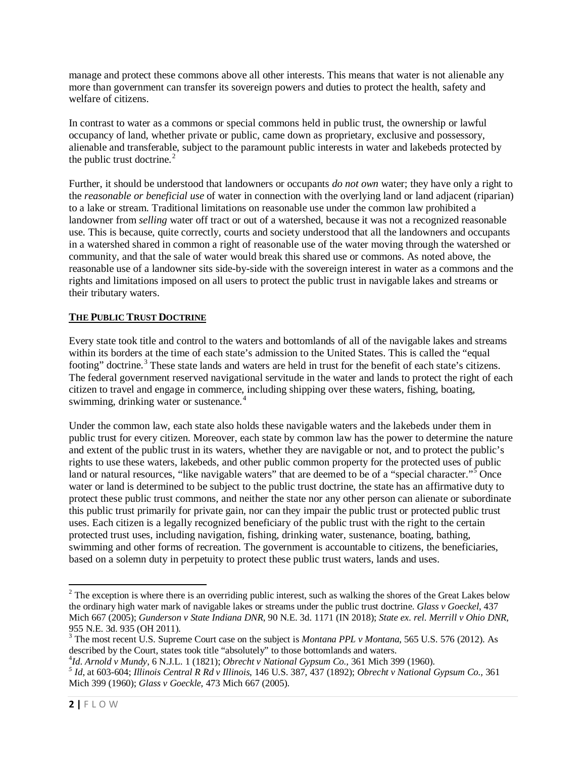manage and protect these commons above all other interests. This means that water is not alienable any more than government can transfer its sovereign powers and duties to protect the health, safety and welfare of citizens.

In contrast to water as a commons or special commons held in public trust, the ownership or lawful occupancy of land, whether private or public, came down as proprietary, exclusive and possessory, alienable and transferable, subject to the paramount public interests in water and lakebeds protected by the public trust doctrine.[2]

Further, it should be understood that landowners or occupants *do not own* water; they have only a right to the *reasonable or beneficial use* of water in connection with the overlying land or land adjacent (riparian) to a lake or stream. Traditional limitations on reasonable use under the common law prohibited a landowner from *selling* water off tract or out of a watershed, because it was not a recognized reasonable use. This is because, quite correctly, courts and society understood that all the landowners and occupants in a watershed shared in common a right of reasonable use of the water moving through the watershed or community, and that the sale of water would break this shared use or commons. As noted above, the reasonable use of a landowner sits side-by-side with the sovereign interest in water as a commons and the rights and limitations imposed on all users to protect the public trust in navigable lakes and streams or their tributary waters.

## THE PUBLIC TRUST DOCTRINE

Every state took title and control to the waters and bottomlands of all of the navigable lakes and streams within its borders at the time of each state's admission to the United States. This is called the "equal footing" doctrine.[3] These state lands and waters are held in trust for the benefit of each state's citizens. The federal government reserved navigational servitude in the water and lands to protect the right of each citizen to travel and engage in commerce, including shipping over these waters, fishing, boating, swimming, drinking water or sustenance.[4]

Under the common law, each state also holds these navigable waters and the lakebeds under them in public trust for every citizen. Moreover, each state by common law has the power to determine the nature and extent of the public trust in its waters, whether they are navigable or not, and to protect the public's rights to use these waters, lakebeds, and other public common property for the protected uses of public land or natural resources, "like navigable waters" that are deemed to be of a "special character."[5] Once water or land is determined to be subject to the public trust doctrine, the state has an affirmative duty to protect these public trust commons, and neither the state nor any other person can alienate or subordinate this public trust primarily for private gain, nor can they impair the public trust or protected public trust uses. Each citizen is a legally recognized beneficiary of the public trust with the right to the certain protected trust uses, including navigation, fishing, drinking water, sustenance, boating, bathing, swimming and other forms of recreation. The government is accountable to citizens, the beneficiaries, based on a solemn duty in perpetuity to protect these public trust waters, lands and uses.

---

[2] The exception is where there is an overriding public interest, such as walking the shores of the Great Lakes below the ordinary high water mark of navigable lakes or streams under the public trust doctrine. *Glass v Goeckel*, 437 Mich 667 (2005); *Gunderson v State Indiana DNR*, 90 N.E. 3d. 1171 (IN 2018); *State ex. rel. Merrill v Ohio DNR*, 955 N.E. 3d. 935 (OH 2011).

[3] The most recent U.S. Supreme Court case on the subject is *Montana PPL v Montana*, 565 U.S. 576 (2012). As described by the Court, states took title "absolutely" to those bottomlands and waters.

[4] *Id*. *Arnold v Mundy*, 6 N.J.L. 1 (1821); *Obrecht v National Gypsum Co.*, 361 Mich 399 (1960).

[5] *Id*, at 603-604; *Illinois Central R Rd v Illinois*, 146 U.S. 387, 437 (1892); *Obrecht v National Gypsum Co.,* 361 Mich 399 (1960); *Glass v Goeckle*, 473 Mich 667 (2005).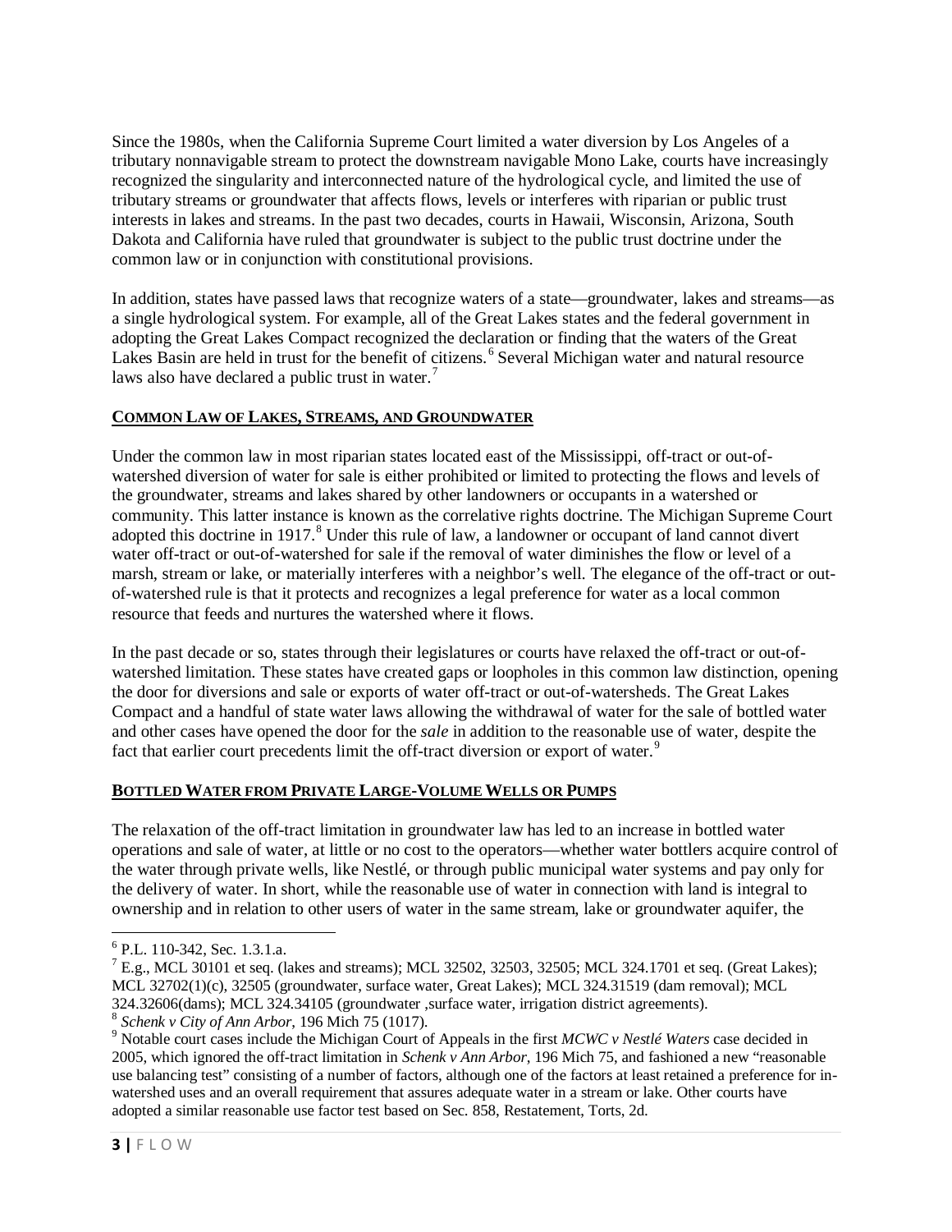Since the 1980s, when the California Supreme Court limited a water diversion by Los Angeles of a tributary nonnavigable stream to protect the downstream navigable Mono Lake, courts have increasingly recognized the singularity and interconnected nature of the hydrological cycle, and limited the use of tributary streams or groundwater that affects flows, levels or interferes with riparian or public trust interests in lakes and streams. In the past two decades, courts in Hawaii, Wisconsin, Arizona, South Dakota and California have ruled that groundwater is subject to the public trust doctrine under the common law or in conjunction with constitutional provisions.

In addition, states have passed laws that recognize waters of a state—groundwater, lakes and streams—as a single hydrological system. For example, all of the Great Lakes states and the federal government in adopting the Great Lakes Compact recognized the declaration or finding that the waters of the Great Lakes Basin are held in trust for the benefit of citizens.[6] Several Michigan water and natural resource laws also have declared a public trust in water.[7]

## COMMON LAW OF LAKES, STREAMS, AND GROUNDWATER

Under the common law in most riparian states located east of the Mississippi, off-tract or out-of-watershed diversion of water for sale is either prohibited or limited to protecting the flows and levels of the groundwater, streams and lakes shared by other landowners or occupants in a watershed or community. This latter instance is known as the correlative rights doctrine. The Michigan Supreme Court adopted this doctrine in 1917.[8] Under this rule of law, a landowner or occupant of land cannot divert water off-tract or out-of-watershed for sale if the removal of water diminishes the flow or level of a marsh, stream or lake, or materially interferes with a neighbor's well. The elegance of the off-tract or out-of-watershed rule is that it protects and recognizes a legal preference for water as a local common resource that feeds and nurtures the watershed where it flows.

In the past decade or so, states through their legislatures or courts have relaxed the off-tract or out-of-watershed limitation. These states have created gaps or loopholes in this common law distinction, opening the door for diversions and sale or exports of water off-tract or out-of-watersheds. The Great Lakes Compact and a handful of state water laws allowing the withdrawal of water for the sale of bottled water and other cases have opened the door for the *sale* in addition to the reasonable use of water, despite the fact that earlier court precedents limit the off-tract diversion or export of water.[9]

## BOTTLED WATER FROM PRIVATE LARGE-VOLUME WELLS OR PUMPS

The relaxation of the off-tract limitation in groundwater law has led to an increase in bottled water operations and sale of water, at little or no cost to the operators—whether water bottlers acquire control of the water through private wells, like Nestlé, or through public municipal water systems and pay only for the delivery of water. In short, while the reasonable use of water in connection with land is integral to ownership and in relation to other users of water in the same stream, lake or groundwater aquifer, the

---

[6] P.L. 110-342, Sec. 1.3.1.a.

[7] E.g., MCL 30101 et seq. (lakes and streams); MCL 32502, 32503, 32505; MCL 324.1701 et seq. (Great Lakes); MCL 32702(1)(c), 32505 (groundwater, surface water, Great Lakes); MCL 324.31519 (dam removal); MCL 324.32606(dams); MCL 324.34105 (groundwater ,surface water, irrigation district agreements).

[8] *Schenk v City of Ann Arbor*, 196 Mich 75 (1017).

[9] Notable court cases include the Michigan Court of Appeals in the first *MCWC v Nestlé Waters* case decided in 2005, which ignored the off-tract limitation in *Schenk v Ann Arbor*, 196 Mich 75, and fashioned a new "reasonable use balancing test" consisting of a number of factors, although one of the factors at least retained a preference for in-watershed uses and an overall requirement that assures adequate water in a stream or lake. Other courts have adopted a similar reasonable use factor test based on Sec. 858, Restatement, Torts, 2d.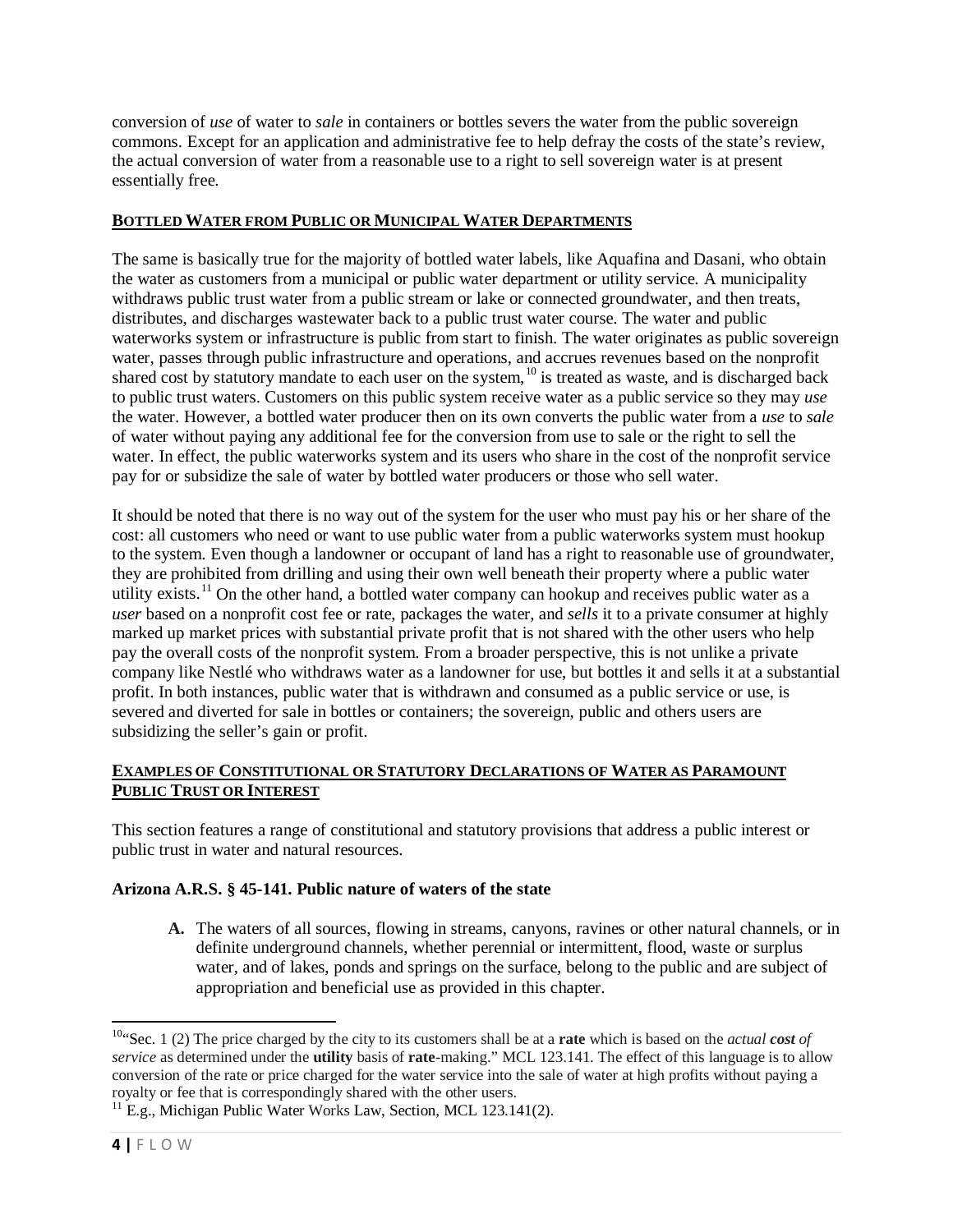conversion of *use* of water to *sale* in containers or bottles severs the water from the public sovereign commons. Except for an application and administrative fee to help defray the costs of the state's review, the actual conversion of water from a reasonable use to a right to sell sovereign water is at present essentially free.

## BOTTLED WATER FROM PUBLIC OR MUNICIPAL WATER DEPARTMENTS

The same is basically true for the majority of bottled water labels, like Aquafina and Dasani, who obtain the water as customers from a municipal or public water department or utility service. A municipality withdraws public trust water from a public stream or lake or connected groundwater, and then treats, distributes, and discharges wastewater back to a public trust water course. The water and public waterworks system or infrastructure is public from start to finish. The water originates as public sovereign water, passes through public infrastructure and operations, and accrues revenues based on the nonprofit shared cost by statutory mandate to each user on the system,[10] is treated as waste, and is discharged back to public trust waters. Customers on this public system receive water as a public service so they may *use* the water. However, a bottled water producer then on its own converts the public water from a *use* to *sale* of water without paying any additional fee for the conversion from use to sale or the right to sell the water. In effect, the public waterworks system and its users who share in the cost of the nonprofit service pay for or subsidize the sale of water by bottled water producers or those who sell water.

It should be noted that there is no way out of the system for the user who must pay his or her share of the cost: all customers who need or want to use public water from a public waterworks system must hookup to the system. Even though a landowner or occupant of land has a right to reasonable use of groundwater, they are prohibited from drilling and using their own well beneath their property where a public water utility exists.[11] On the other hand, a bottled water company can hookup and receives public water as a *user* based on a nonprofit cost fee or rate, packages the water, and *sells* it to a private consumer at highly marked up market prices with substantial private profit that is not shared with the other users who help pay the overall costs of the nonprofit system. From a broader perspective, this is not unlike a private company like Nestlé who withdraws water as a landowner for use, but bottles it and sells it at a substantial profit. In both instances, public water that is withdrawn and consumed as a public service or use, is severed and diverted for sale in bottles or containers; the sovereign, public and others users are subsidizing the seller's gain or profit.

## EXAMPLES OF CONSTITUTIONAL OR STATUTORY DECLARATIONS OF WATER AS PARAMOUNT PUBLIC TRUST OR INTEREST

This section features a range of constitutional and statutory provisions that address a public interest or public trust in water and natural resources.

### Arizona A.R.S. § 45-141. Public nature of waters of the state

**A.** The waters of all sources, flowing in streams, canyons, ravines or other natural channels, or in definite underground channels, whether perennial or intermittent, flood, waste or surplus water, and of lakes, ponds and springs on the surface, belong to the public and are subject of appropriation and beneficial use as provided in this chapter.

---

[10] "Sec. 1 (2) The price charged by the city to its customers shall be at a **rate** which is based on the *actual **cost** of service* as determined under the **utility** basis of **rate**-making." MCL 123.141. The effect of this language is to allow conversion of the rate or price charged for the water service into the sale of water at high profits without paying a royalty or fee that is correspondingly shared with the other users.

[11] E.g., Michigan Public Water Works Law, Section, MCL 123.141(2).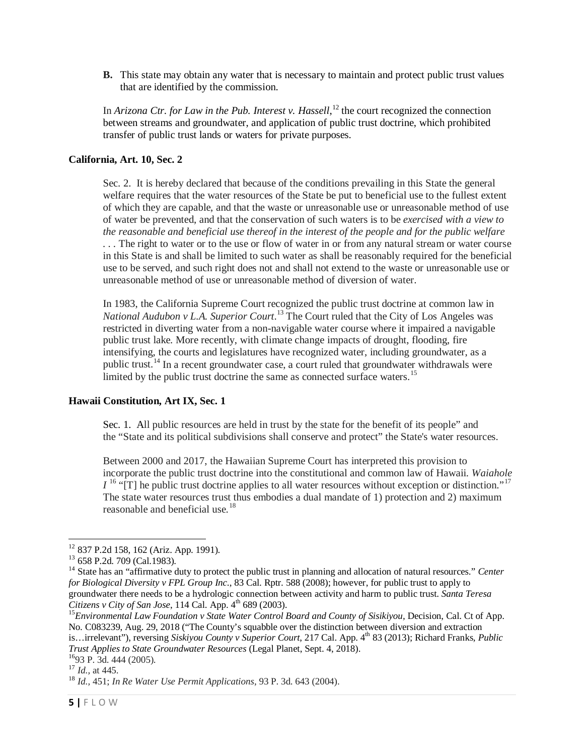**B.** This state may obtain any water that is necessary to maintain and protect public trust values that are identified by the commission.

In *Arizona Ctr. for Law in the Pub. Interest v. Hassell*,[12] the court recognized the connection between streams and groundwater, and application of public trust doctrine, which prohibited transfer of public trust lands or waters for private purposes.

**California, Art. 10, Sec. 2**

Sec. 2. It is hereby declared that because of the conditions prevailing in this State the general welfare requires that the water resources of the State be put to beneficial use to the fullest extent of which they are capable, and that the waste or unreasonable use or unreasonable method of use of water be prevented, and that the conservation of such waters is to be *exercised with a view to the reasonable and beneficial use thereof in the interest of the people and for the public welfare* . . . The right to water or to the use or flow of water in or from any natural stream or water course in this State is and shall be limited to such water as shall be reasonably required for the beneficial use to be served, and such right does not and shall not extend to the waste or unreasonable use or unreasonable method of use or unreasonable method of diversion of water.

In 1983, the California Supreme Court recognized the public trust doctrine at common law in *National Audubon v L.A. Superior Court*.[13] The Court ruled that the City of Los Angeles was restricted in diverting water from a non-navigable water course where it impaired a navigable public trust lake. More recently, with climate change impacts of drought, flooding, fire intensifying, the courts and legislatures have recognized water, including groundwater, as a public trust.[14] In a recent groundwater case, a court ruled that groundwater withdrawals were limited by the public trust doctrine the same as connected surface waters.[15]

**Hawaii Constitution, Art IX, Sec. 1**

Sec. 1. All public resources are held in trust by the state for the benefit of its people" and the "State and its political subdivisions shall conserve and protect" the State's water resources.

Between 2000 and 2017, the Hawaiian Supreme Court has interpreted this provision to incorporate the public trust doctrine into the constitutional and common law of Hawaii. *Waiahole I* [16] "[T] he public trust doctrine applies to all water resources without exception or distinction."[17] The state water resources trust thus embodies a dual mandate of 1) protection and 2) maximum reasonable and beneficial use.[18]

---

[12] 837 P.2d 158, 162 (Ariz. App. 1991).

[13] 658 P.2d. 709 (Cal.1983).

[14] State has an "affirmative duty to protect the public trust in planning and allocation of natural resources." *Center for Biological Diversity v FPL Group Inc.*, 83 Cal. Rptr. 588 (2008); however, for public trust to apply to groundwater there needs to be a hydrologic connection between activity and harm to public trust. *Santa Teresa Citizens v City of San Jose*, 114 Cal. App. 4th 689 (2003).

[15] *Environmental Law Foundation v State Water Control Board and County of Sisikiyou*, Decision, Cal. Ct of App. No. C083239, Aug. 29, 2018 ("The County's squabble over the distinction between diversion and extraction is…irrelevant"), reversing *Siskiyou County v Superior Court*, 217 Cal. App. 4th 83 (2013); Richard Franks, *Public Trust Applies to State Groundwater Resources* (Legal Planet, Sept. 4, 2018).

[16] 93 P. 3d. 444 (2005).

[17] *Id.,* at 445.

[18] *Id.,* 451; *In Re Water Use Permit Applications*, 93 P. 3d. 643 (2004).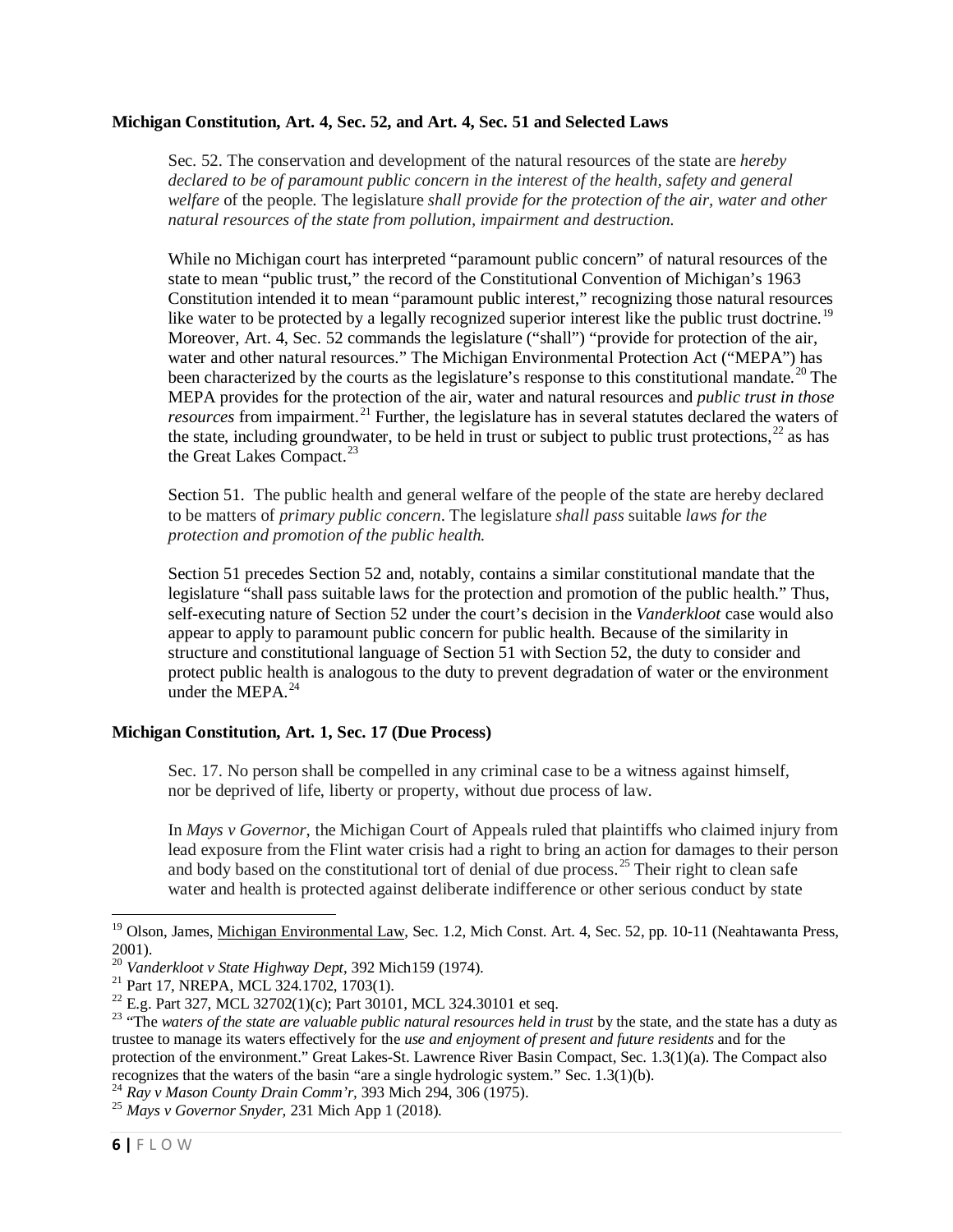**Michigan Constitution, Art. 4, Sec. 52, and Art. 4, Sec. 51 and Selected Laws**

Sec. 52. The conservation and development of the natural resources of the state are *hereby declared to be of paramount public concern in the interest of the health, safety and general welfare* of the people. The legislature *shall provide for the protection of the air, water and other natural resources of the state from pollution, impairment and destruction.*

While no Michigan court has interpreted "paramount public concern" of natural resources of the state to mean "public trust," the record of the Constitutional Convention of Michigan's 1963 Constitution intended it to mean "paramount public interest," recognizing those natural resources like water to be protected by a legally recognized superior interest like the public trust doctrine.[19] Moreover, Art. 4, Sec. 52 commands the legislature ("shall") "provide for protection of the air, water and other natural resources." The Michigan Environmental Protection Act ("MEPA") has been characterized by the courts as the legislature's response to this constitutional mandate.[20] The MEPA provides for the protection of the air, water and natural resources and *public trust in those resources* from impairment.[21] Further, the legislature has in several statutes declared the waters of the state, including groundwater, to be held in trust or subject to public trust protections,[22] as has the Great Lakes Compact.[23]

Section 51. The public health and general welfare of the people of the state are hereby declared to be matters of *primary public concern*. The legislature *shall pass* suitable *laws for the protection and promotion of the public health.*

Section 51 precedes Section 52 and, notably, contains a similar constitutional mandate that the legislature "shall pass suitable laws for the protection and promotion of the public health." Thus, self-executing nature of Section 52 under the court's decision in the *Vanderkloot* case would also appear to apply to paramount public concern for public health. Because of the similarity in structure and constitutional language of Section 51 with Section 52, the duty to consider and protect public health is analogous to the duty to prevent degradation of water or the environment under the MEPA.[24]

**Michigan Constitution, Art. 1, Sec. 17 (Due Process)**

Sec. 17. No person shall be compelled in any criminal case to be a witness against himself, nor be deprived of life, liberty or property, without due process of law.

In *Mays v Governor*, the Michigan Court of Appeals ruled that plaintiffs who claimed injury from lead exposure from the Flint water crisis had a right to bring an action for damages to their person and body based on the constitutional tort of denial of due process.[25] Their right to clean safe water and health is protected against deliberate indifference or other serious conduct by state

---

[19] Olson, James, Michigan Environmental Law, Sec. 1.2, Mich Const. Art. 4, Sec. 52, pp. 10-11 (Neahtawanta Press, 2001).

[20] *Vanderkloot v State Highway Dept*, 392 Mich159 (1974).

[21] Part 17, NREPA, MCL 324.1702, 1703(1).

[22] E.g. Part 327, MCL 32702(1)(c); Part 30101, MCL 324.30101 et seq.

[23] "The *waters of the state are valuable public natural resources held in trust* by the state, and the state has a duty as trustee to manage its waters effectively for the *use and enjoyment of present and future residents* and for the protection of the environment." Great Lakes-St. Lawrence River Basin Compact, Sec. 1.3(1)(a). The Compact also recognizes that the waters of the basin "are a single hydrologic system." Sec. 1.3(1)(b).

[24] *Ray v Mason County Drain Comm'r*, 393 Mich 294, 306 (1975).

[25] *Mays v Governor Snyder*, 231 Mich App 1 (2018).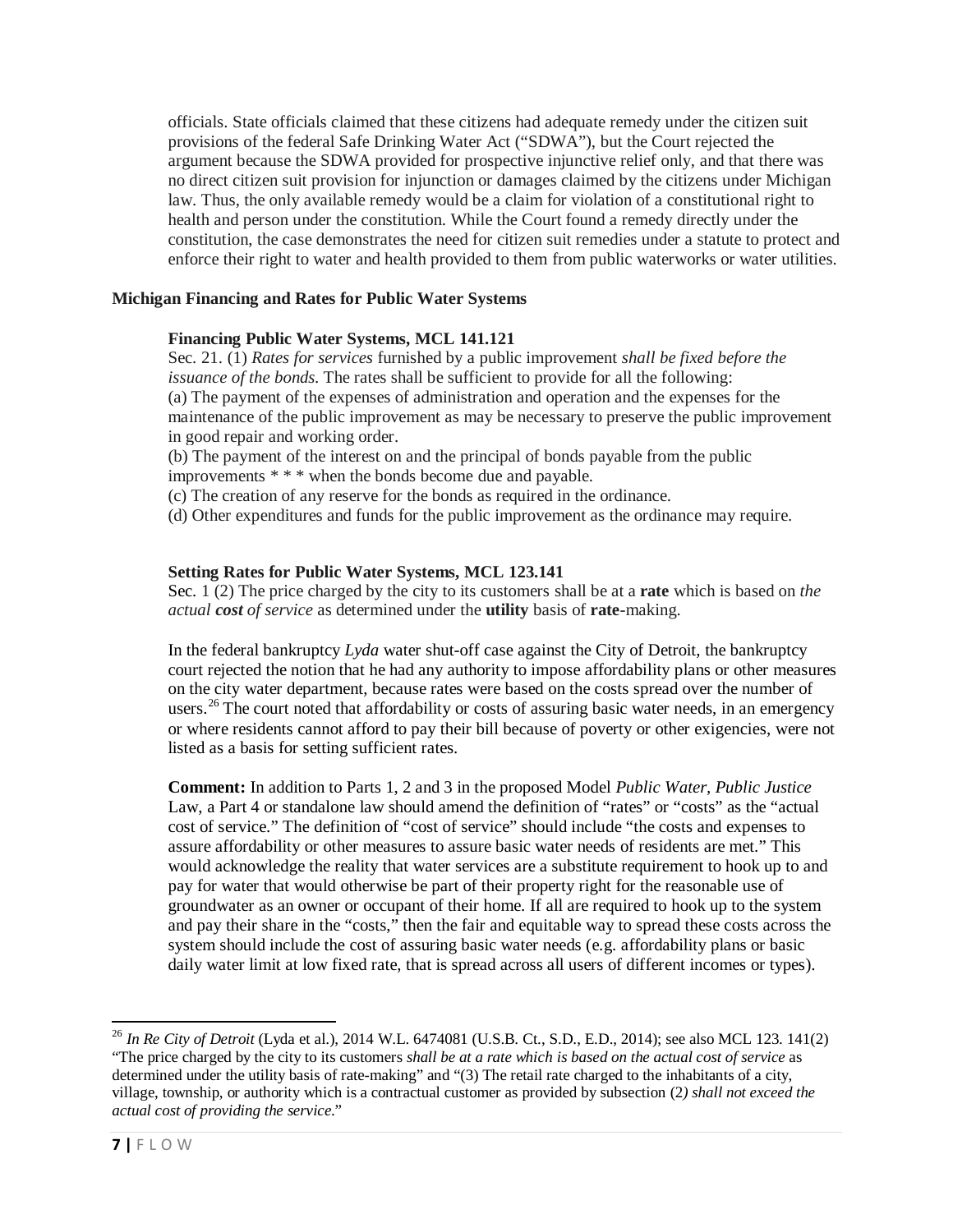officials. State officials claimed that these citizens had adequate remedy under the citizen suit provisions of the federal Safe Drinking Water Act ("SDWA"), but the Court rejected the argument because the SDWA provided for prospective injunctive relief only, and that there was no direct citizen suit provision for injunction or damages claimed by the citizens under Michigan law. Thus, the only available remedy would be a claim for violation of a constitutional right to health and person under the constitution. While the Court found a remedy directly under the constitution, the case demonstrates the need for citizen suit remedies under a statute to protect and enforce their right to water and health provided to them from public waterworks or water utilities.

**Michigan Financing and Rates for Public Water Systems**

**Financing Public Water Systems, MCL 141.121**

Sec. 21. (1) *Rates for services* furnished by a public improvement *shall be fixed before the issuance of the bonds.* The rates shall be sufficient to provide for all the following:
(a) The payment of the expenses of administration and operation and the expenses for the maintenance of the public improvement as may be necessary to preserve the public improvement in good repair and working order.
(b) The payment of the interest on and the principal of bonds payable from the public improvements * * * when the bonds become due and payable.
(c) The creation of any reserve for the bonds as required in the ordinance.
(d) Other expenditures and funds for the public improvement as the ordinance may require.

**Setting Rates for Public Water Systems, MCL 123.141**

Sec. 1 (2) The price charged by the city to its customers shall be at a **rate** which is based on *the actual **cost** of service* as determined under the **utility** basis of **rate**-making.

In the federal bankruptcy *Lyda* water shut-off case against the City of Detroit, the bankruptcy court rejected the notion that he had any authority to impose affordability plans or other measures on the city water department, because rates were based on the costs spread over the number of users.[26] The court noted that affordability or costs of assuring basic water needs, in an emergency or where residents cannot afford to pay their bill because of poverty or other exigencies, were not listed as a basis for setting sufficient rates.

**Comment:** In addition to Parts 1, 2 and 3 in the proposed Model *Public Water, Public Justice* Law, a Part 4 or standalone law should amend the definition of "rates" or "costs" as the "actual cost of service." The definition of "cost of service" should include "the costs and expenses to assure affordability or other measures to assure basic water needs of residents are met." This would acknowledge the reality that water services are a substitute requirement to hook up to and pay for water that would otherwise be part of their property right for the reasonable use of groundwater as an owner or occupant of their home. If all are required to hook up to the system and pay their share in the "costs," then the fair and equitable way to spread these costs across the system should include the cost of assuring basic water needs (e.g. affordability plans or basic daily water limit at low fixed rate, that is spread across all users of different incomes or types).

---

[26] *In Re City of Detroit* (Lyda et al.), 2014 W.L. 6474081 (U.S.B. Ct., S.D., E.D., 2014); see also MCL 123. 141(2) "The price charged by the city to its customers *shall be at a rate which is based on the actual cost of service* as determined under the utility basis of rate-making" and "(3) The retail rate charged to the inhabitants of a city, village, township, or authority which is a contractual customer as provided by subsection (2*) shall not exceed the actual cost of providing the service*."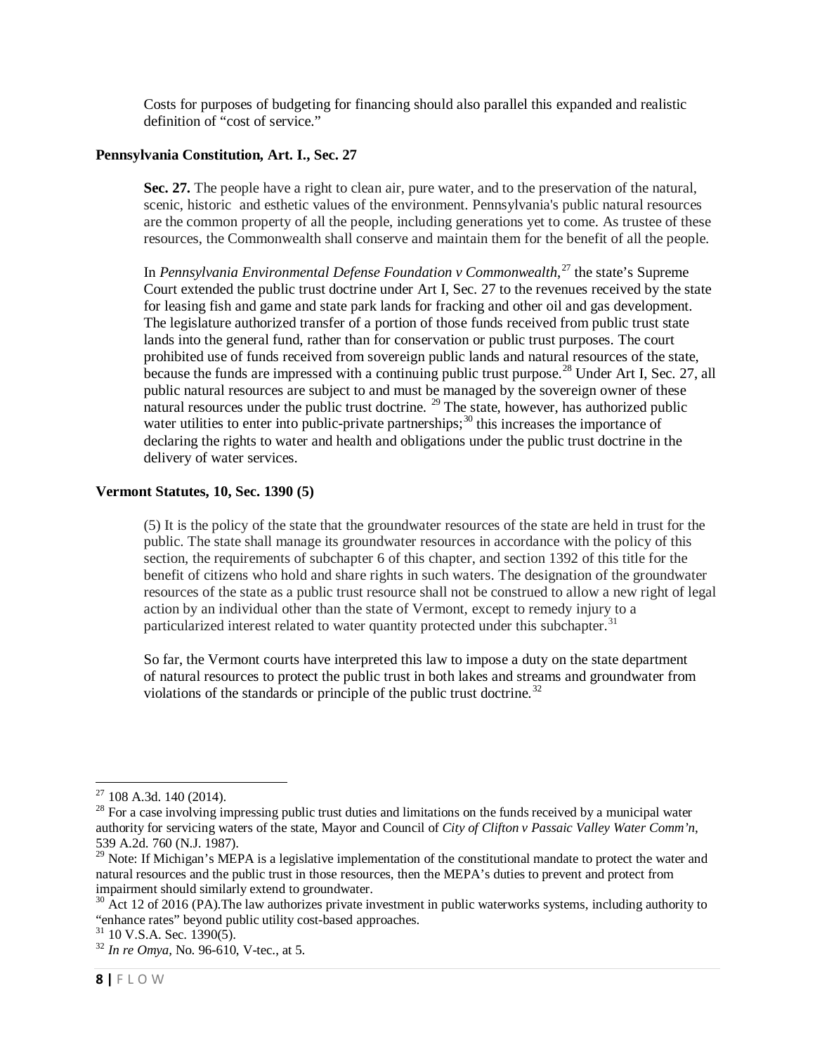Costs for purposes of budgeting for financing should also parallel this expanded and realistic definition of "cost of service."

**Pennsylvania Constitution, Art. I., Sec. 27**

**Sec. 27.** The people have a right to clean air, pure water, and to the preservation of the natural, scenic, historic and esthetic values of the environment. Pennsylvania's public natural resources are the common property of all the people, including generations yet to come. As trustee of these resources, the Commonwealth shall conserve and maintain them for the benefit of all the people.

In *Pennsylvania Environmental Defense Foundation v Commonwealth*,[27] the state's Supreme Court extended the public trust doctrine under Art I, Sec. 27 to the revenues received by the state for leasing fish and game and state park lands for fracking and other oil and gas development. The legislature authorized transfer of a portion of those funds received from public trust state lands into the general fund, rather than for conservation or public trust purposes. The court prohibited use of funds received from sovereign public lands and natural resources of the state, because the funds are impressed with a continuing public trust purpose.[28] Under Art I, Sec. 27, all public natural resources are subject to and must be managed by the sovereign owner of these natural resources under the public trust doctrine. [29] The state, however, has authorized public water utilities to enter into public-private partnerships;[30] this increases the importance of declaring the rights to water and health and obligations under the public trust doctrine in the delivery of water services.

**Vermont Statutes, 10, Sec. 1390 (5)**

(5) It is the policy of the state that the groundwater resources of the state are held in trust for the public. The state shall manage its groundwater resources in accordance with the policy of this section, the requirements of subchapter 6 of this chapter, and section 1392 of this title for the benefit of citizens who hold and share rights in such waters. The designation of the groundwater resources of the state as a public trust resource shall not be construed to allow a new right of legal action by an individual other than the state of Vermont, except to remedy injury to a particularized interest related to water quantity protected under this subchapter.[31]

So far, the Vermont courts have interpreted this law to impose a duty on the state department of natural resources to protect the public trust in both lakes and streams and groundwater from violations of the standards or principle of the public trust doctrine.[32]

---

[27] 108 A.3d. 140 (2014).

[28] For a case involving impressing public trust duties and limitations on the funds received by a municipal water authority for servicing waters of the state, Mayor and Council of *City of Clifton v Passaic Valley Water Comm'n*, 539 A.2d. 760 (N.J. 1987).

[29] Note: If Michigan's MEPA is a legislative implementation of the constitutional mandate to protect the water and natural resources and the public trust in those resources, then the MEPA's duties to prevent and protect from impairment should similarly extend to groundwater.

[30] Act 12 of 2016 (PA).The law authorizes private investment in public waterworks systems, including authority to "enhance rates" beyond public utility cost-based approaches.

[31] 10 V.S.A. Sec. 1390(5).

[32] *In re Omya*, No. 96-610, V-tec., at 5.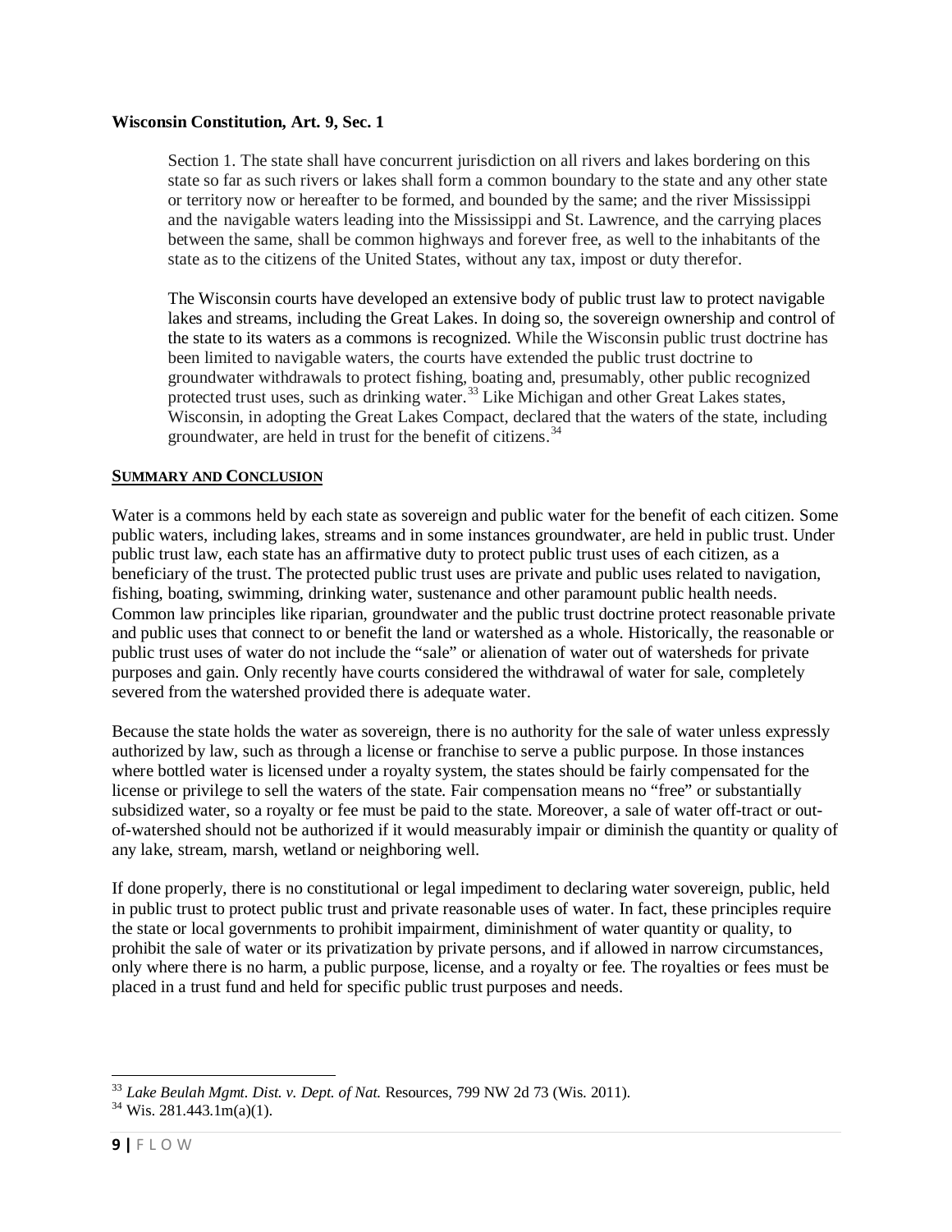**Wisconsin Constitution, Art. 9, Sec. 1**

> Section 1. The state shall have concurrent jurisdiction on all rivers and lakes bordering on this state so far as such rivers or lakes shall form a common boundary to the state and any other state or territory now or hereafter to be formed, and bounded by the same; and the river Mississippi and the navigable waters leading into the Mississippi and St. Lawrence, and the carrying places between the same, shall be common highways and forever free, as well to the inhabitants of the state as to the citizens of the United States, without any tax, impost or duty therefor.
>
> The Wisconsin courts have developed an extensive body of public trust law to protect navigable lakes and streams, including the Great Lakes. In doing so, the sovereign ownership and control of the state to its waters as a commons is recognized. While the Wisconsin public trust doctrine has been limited to navigable waters, the courts have extended the public trust doctrine to groundwater withdrawals to protect fishing, boating and, presumably, other public recognized protected trust uses, such as drinking water.[33] Like Michigan and other Great Lakes states, Wisconsin, in adopting the Great Lakes Compact, declared that the waters of the state, including groundwater, are held in trust for the benefit of citizens.[34]

## SUMMARY AND CONCLUSION

Water is a commons held by each state as sovereign and public water for the benefit of each citizen. Some public waters, including lakes, streams and in some instances groundwater, are held in public trust. Under public trust law, each state has an affirmative duty to protect public trust uses of each citizen, as a beneficiary of the trust. The protected public trust uses are private and public uses related to navigation, fishing, boating, swimming, drinking water, sustenance and other paramount public health needs. Common law principles like riparian, groundwater and the public trust doctrine protect reasonable private and public uses that connect to or benefit the land or watershed as a whole. Historically, the reasonable or public trust uses of water do not include the "sale" or alienation of water out of watersheds for private purposes and gain. Only recently have courts considered the withdrawal of water for sale, completely severed from the watershed provided there is adequate water.

Because the state holds the water as sovereign, there is no authority for the sale of water unless expressly authorized by law, such as through a license or franchise to serve a public purpose. In those instances where bottled water is licensed under a royalty system, the states should be fairly compensated for the license or privilege to sell the waters of the state. Fair compensation means no "free" or substantially subsidized water, so a royalty or fee must be paid to the state. Moreover, a sale of water off-tract or out-of-watershed should not be authorized if it would measurably impair or diminish the quantity or quality of any lake, stream, marsh, wetland or neighboring well.

If done properly, there is no constitutional or legal impediment to declaring water sovereign, public, held in public trust to protect public trust and private reasonable uses of water. In fact, these principles require the state or local governments to prohibit impairment, diminishment of water quantity or quality, to prohibit the sale of water or its privatization by private persons, and if allowed in narrow circumstances, only where there is no harm, a public purpose, license, and a royalty or fee. The royalties or fees must be placed in a trust fund and held for specific public trust purposes and needs.

---

[33] *Lake Beulah Mgmt. Dist. v. Dept. of Nat.* Resources, 799 NW 2d 73 (Wis. 2011).

[34] Wis. 281.443.1m(a)(1).